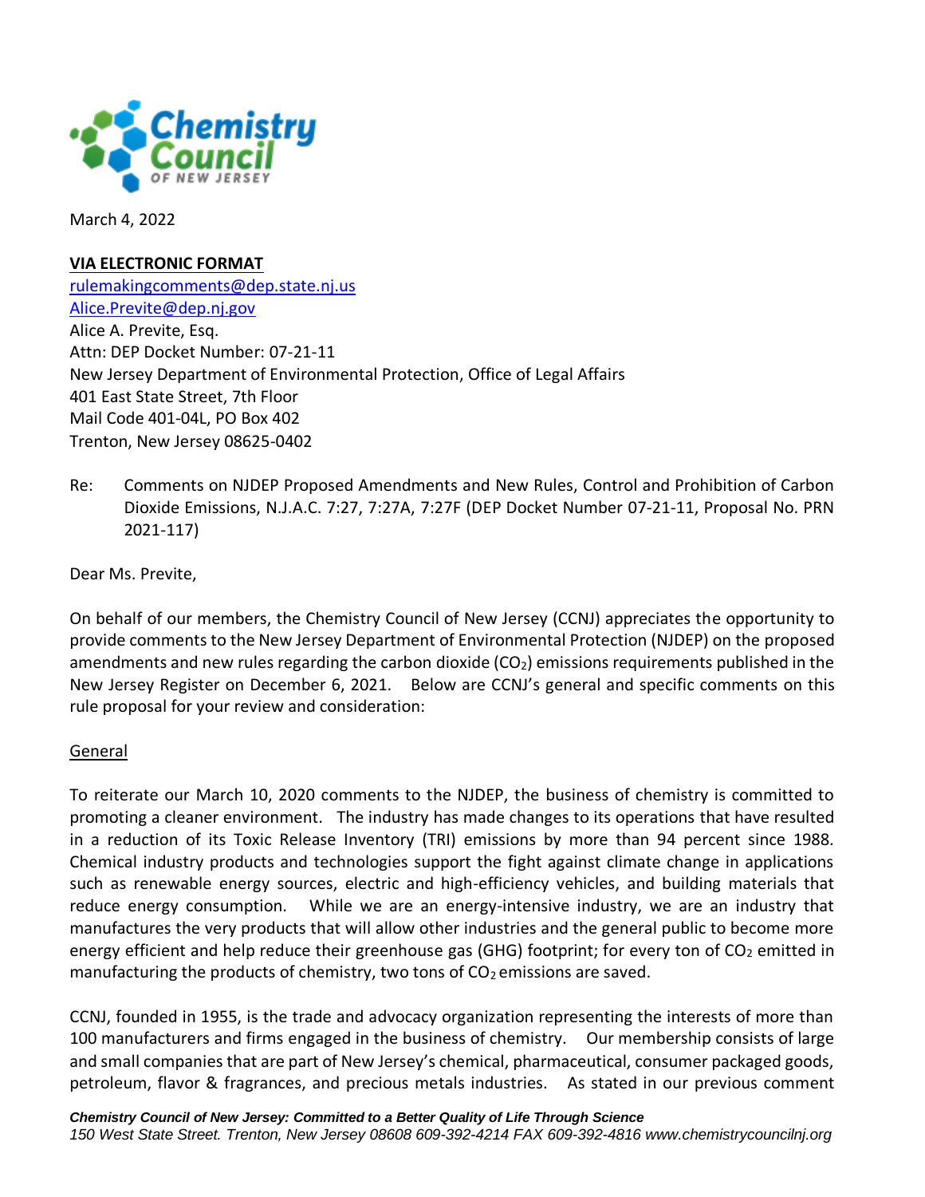Chemistry Council OF NEW JERSEY

March 4, 2022

**VIA ELECTRONIC FORMAT**
rulemakingcomments@dep.state.nj.us
Alice.Previte@dep.nj.gov
Alice A. Previte, Esq.
Attn: DEP Docket Number: 07-21-11
New Jersey Department of Environmental Protection, Office of Legal Affairs
401 East State Street, 7th Floor
Mail Code 401-04L, PO Box 402
Trenton, New Jersey 08625-0402

Re: Comments on NJDEP Proposed Amendments and New Rules, Control and Prohibition of Carbon Dioxide Emissions, N.J.A.C. 7:27, 7:27A, 7:27F (DEP Docket Number 07-21-11, Proposal No. PRN 2021-117)

Dear Ms. Previte,

On behalf of our members, the Chemistry Council of New Jersey (CCNJ) appreciates the opportunity to provide comments to the New Jersey Department of Environmental Protection (NJDEP) on the proposed amendments and new rules regarding the carbon dioxide ($CO_2$) emissions requirements published in the New Jersey Register on December 6, 2021. Below are CCNJ's general and specific comments on this rule proposal for your review and consideration:

General

To reiterate our March 10, 2020 comments to the NJDEP, the business of chemistry is committed to promoting a cleaner environment. The industry has made changes to its operations that have resulted in a reduction of its Toxic Release Inventory (TRI) emissions by more than 94 percent since 1988. Chemical industry products and technologies support the fight against climate change in applications such as renewable energy sources, electric and high-efficiency vehicles, and building materials that reduce energy consumption. While we are an energy-intensive industry, we are an industry that manufactures the very products that will allow other industries and the general public to become more energy efficient and help reduce their greenhouse gas (GHG) footprint; for every ton of $CO_2$ emitted in manufacturing the products of chemistry, two tons of $CO_2$ emissions are saved.

CCNJ, founded in 1955, is the trade and advocacy organization representing the interests of more than 100 manufacturers and firms engaged in the business of chemistry. Our membership consists of large and small companies that are part of New Jersey's chemical, pharmaceutical, consumer packaged goods, petroleum, flavor & fragrances, and precious metals industries. As stated in our previous comment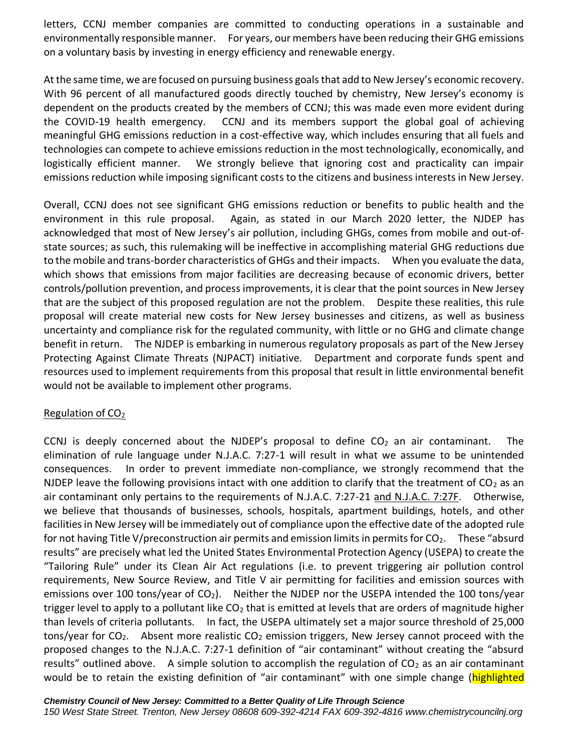letters, CCNJ member companies are committed to conducting operations in a sustainable and environmentally responsible manner. For years, our members have been reducing their GHG emissions on a voluntary basis by investing in energy efficiency and renewable energy.

At the same time, we are focused on pursuing business goals that add to New Jersey's economic recovery. With 96 percent of all manufactured goods directly touched by chemistry, New Jersey's economy is dependent on the products created by the members of CCNJ; this was made even more evident during the COVID-19 health emergency. CCNJ and its members support the global goal of achieving meaningful GHG emissions reduction in a cost-effective way, which includes ensuring that all fuels and technologies can compete to achieve emissions reduction in the most technologically, economically, and logistically efficient manner. We strongly believe that ignoring cost and practicality can impair emissions reduction while imposing significant costs to the citizens and business interests in New Jersey.

Overall, CCNJ does not see significant GHG emissions reduction or benefits to public health and the environment in this rule proposal. Again, as stated in our March 2020 letter, the NJDEP has acknowledged that most of New Jersey's air pollution, including GHGs, comes from mobile and out-of-state sources; as such, this rulemaking will be ineffective in accomplishing material GHG reductions due to the mobile and trans-border characteristics of GHGs and their impacts. When you evaluate the data, which shows that emissions from major facilities are decreasing because of economic drivers, better controls/pollution prevention, and process improvements, it is clear that the point sources in New Jersey that are the subject of this proposed regulation are not the problem. Despite these realities, this rule proposal will create material new costs for New Jersey businesses and citizens, as well as business uncertainty and compliance risk for the regulated community, with little or no GHG and climate change benefit in return. The NJDEP is embarking in numerous regulatory proposals as part of the New Jersey Protecting Against Climate Threats (NJPACT) initiative. Department and corporate funds spent and resources used to implement requirements from this proposal that result in little environmental benefit would not be available to implement other programs.

<u>Regulation of $CO_2$</u>

CCNJ is deeply concerned about the NJDEP's proposal to define $CO_2$ an air contaminant. The elimination of rule language under N.J.A.C. 7:27-1 will result in what we assume to be unintended consequences. In order to prevent immediate non-compliance, we strongly recommend that the NJDEP leave the following provisions intact with one addition to clarify that the treatment of $CO_2$ as an air contaminant only pertains to the requirements of N.J.A.C. 7:27-21 <u>and N.J.A.C. 7:27F</u>. Otherwise, we believe that thousands of businesses, schools, hospitals, apartment buildings, hotels, and other facilities in New Jersey will be immediately out of compliance upon the effective date of the adopted rule for not having Title V/preconstruction air permits and emission limits in permits for $CO_2$. These "absurd results" are precisely what led the United States Environmental Protection Agency (USEPA) to create the "Tailoring Rule" under its Clean Air Act regulations (i.e. to prevent triggering air pollution control requirements, New Source Review, and Title V air permitting for facilities and emission sources with emissions over 100 tons/year of $CO_2$). Neither the NJDEP nor the USEPA intended the 100 tons/year trigger level to apply to a pollutant like $CO_2$ that is emitted at levels that are orders of magnitude higher than levels of criteria pollutants. In fact, the USEPA ultimately set a major source threshold of 25,000 tons/year for $CO_2$. Absent more realistic $CO_2$ emission triggers, New Jersey cannot proceed with the proposed changes to the N.J.A.C. 7:27-1 definition of "air contaminant" without creating the "absurd results" outlined above. A simple solution to accomplish the regulation of $CO_2$ as an air contaminant would be to retain the existing definition of "air contaminant" with one simple change (highlighted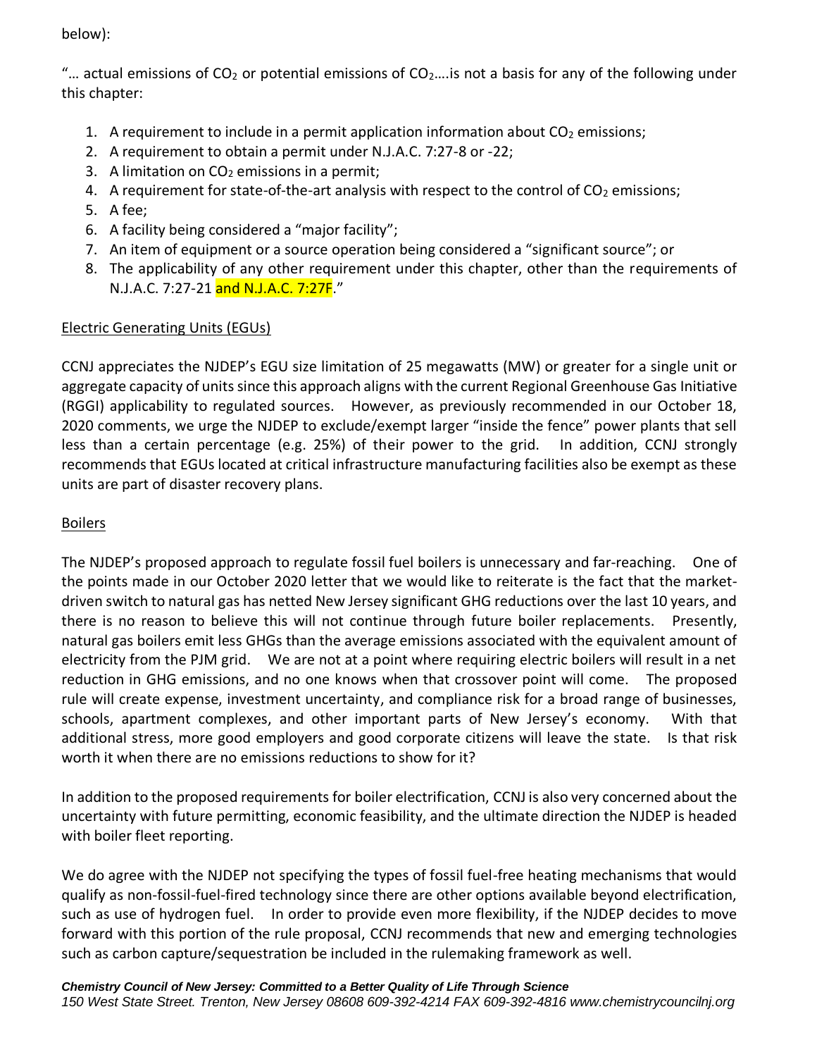below):

"… actual emissions of $CO_2$ or potential emissions of $CO_2$….is not a basis for any of the following under this chapter:

1. A requirement to include in a permit application information about $CO_2$ emissions;
2. A requirement to obtain a permit under N.J.A.C. 7:27-8 or -22;
3. A limitation on $CO_2$ emissions in a permit;
4. A requirement for state-of-the-art analysis with respect to the control of $CO_2$ emissions;
5. A fee;
6. A facility being considered a "major facility";
7. An item of equipment or a source operation being considered a "significant source"; or
8. The applicability of any other requirement under this chapter, other than the requirements of N.J.A.C. 7:27-21 and N.J.A.C. 7:27F."

Electric Generating Units (EGUs)

CCNJ appreciates the NJDEP's EGU size limitation of 25 megawatts (MW) or greater for a single unit or aggregate capacity of units since this approach aligns with the current Regional Greenhouse Gas Initiative (RGGI) applicability to regulated sources. However, as previously recommended in our October 18, 2020 comments, we urge the NJDEP to exclude/exempt larger "inside the fence" power plants that sell less than a certain percentage (e.g. 25%) of their power to the grid. In addition, CCNJ strongly recommends that EGUs located at critical infrastructure manufacturing facilities also be exempt as these units are part of disaster recovery plans.

Boilers

The NJDEP's proposed approach to regulate fossil fuel boilers is unnecessary and far-reaching. One of the points made in our October 2020 letter that we would like to reiterate is the fact that the market-driven switch to natural gas has netted New Jersey significant GHG reductions over the last 10 years, and there is no reason to believe this will not continue through future boiler replacements. Presently, natural gas boilers emit less GHGs than the average emissions associated with the equivalent amount of electricity from the PJM grid. We are not at a point where requiring electric boilers will result in a net reduction in GHG emissions, and no one knows when that crossover point will come. The proposed rule will create expense, investment uncertainty, and compliance risk for a broad range of businesses, schools, apartment complexes, and other important parts of New Jersey's economy. With that additional stress, more good employers and good corporate citizens will leave the state. Is that risk worth it when there are no emissions reductions to show for it?

In addition to the proposed requirements for boiler electrification, CCNJ is also very concerned about the uncertainty with future permitting, economic feasibility, and the ultimate direction the NJDEP is headed with boiler fleet reporting.

We do agree with the NJDEP not specifying the types of fossil fuel-free heating mechanisms that would qualify as non-fossil-fuel-fired technology since there are other options available beyond electrification, such as use of hydrogen fuel. In order to provide even more flexibility, if the NJDEP decides to move forward with this portion of the rule proposal, CCNJ recommends that new and emerging technologies such as carbon capture/sequestration be included in the rulemaking framework as well.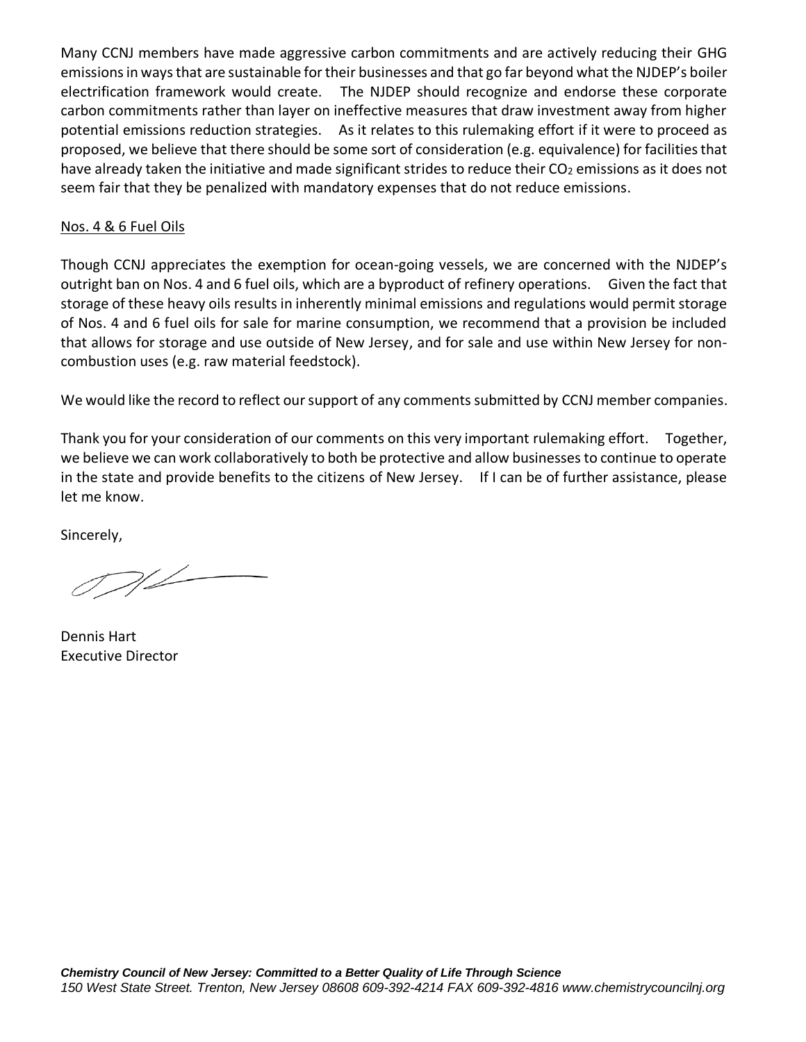Many CCNJ members have made aggressive carbon commitments and are actively reducing their GHG emissions in ways that are sustainable for their businesses and that go far beyond what the NJDEP's boiler electrification framework would create. The NJDEP should recognize and endorse these corporate carbon commitments rather than layer on ineffective measures that draw investment away from higher potential emissions reduction strategies. As it relates to this rulemaking effort if it were to proceed as proposed, we believe that there should be some sort of consideration (e.g. equivalence) for facilities that have already taken the initiative and made significant strides to reduce their $CO_2$ emissions as it does not seem fair that they be penalized with mandatory expenses that do not reduce emissions.

Nos. 4 & 6 Fuel Oils

Though CCNJ appreciates the exemption for ocean-going vessels, we are concerned with the NJDEP's outright ban on Nos. 4 and 6 fuel oils, which are a byproduct of refinery operations. Given the fact that storage of these heavy oils results in inherently minimal emissions and regulations would permit storage of Nos. 4 and 6 fuel oils for sale for marine consumption, we recommend that a provision be included that allows for storage and use outside of New Jersey, and for sale and use within New Jersey for non-combustion uses (e.g. raw material feedstock).

We would like the record to reflect our support of any comments submitted by CCNJ member companies.

Thank you for your consideration of our comments on this very important rulemaking effort. Together, we believe we can work collaboratively to both be protective and allow businesses to continue to operate in the state and provide benefits to the citizens of New Jersey. If I can be of further assistance, please let me know.

Sincerely,

Dennis Hart
Executive Director

***Chemistry Council of New Jersey: Committed to a Better Quality of Life Through Science***
*150 West State Street. Trenton, New Jersey 08608 609-392-4214 FAX 609-392-4816 www.chemistrycouncilnj.org*